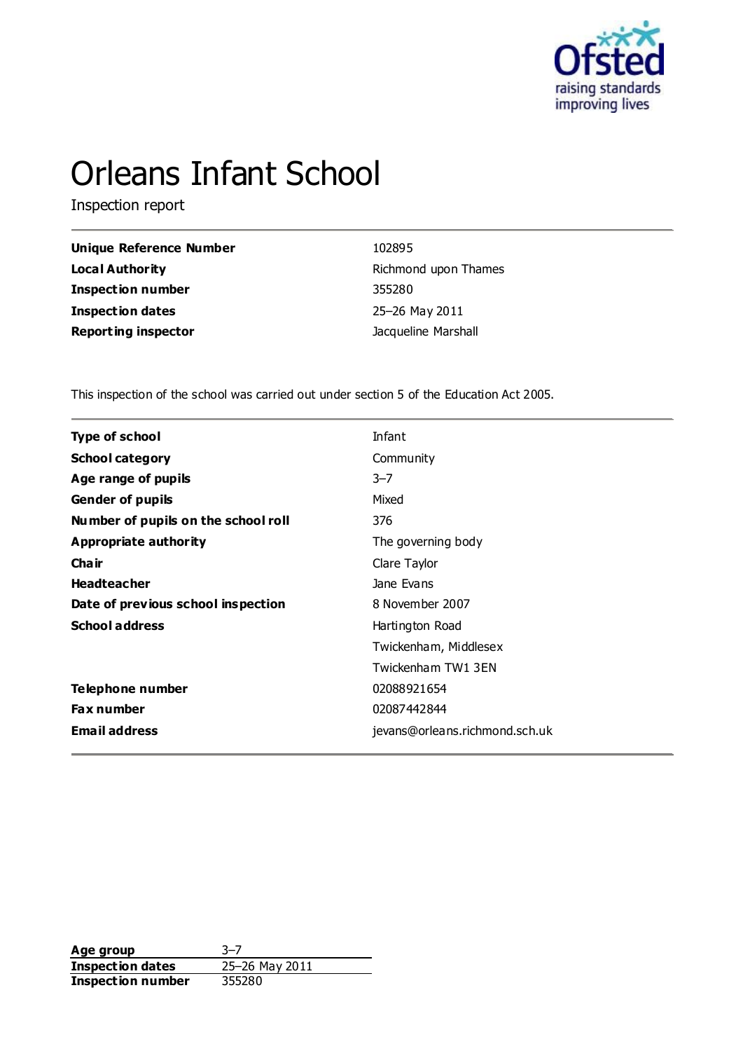Ofsted
raising standards
improving lives

# Orleans Infant School

Inspection report

| | |
|---|---|
| **Unique Reference Number** | 102895 |
| **Local Authority** | Richmond upon Thames |
| **Inspection number** | 355280 |
| **Inspection dates** | 25–26 May 2011 |
| **Reporting inspector** | Jacqueline Marshall |

This inspection of the school was carried out under section 5 of the Education Act 2005.

| | |
|---|---|
| **Type of school** | Infant |
| **School category** | Community |
| **Age range of pupils** | 3–7 |
| **Gender of pupils** | Mixed |
| **Number of pupils on the school roll** | 376 |
| **Appropriate authority** | The governing body |
| **Chair** | Clare Taylor |
| **Headteacher** | Jane Evans |
| **Date of previous school inspection** | 8 November 2007 |
| **School address** | Hartington Road |
| | Twickenham, Middlesex |
| | Twickenham TW1 3EN |
| **Telephone number** | 02088921654 |
| **Fax number** | 02087442844 |
| **Email address** | jevans@orleans.richmond.sch.uk |

| | |
|---|---|
| **Age group** | 3–7 |
| **Inspection dates** | 25–26 May 2011 |
| **Inspection number** | 355280 |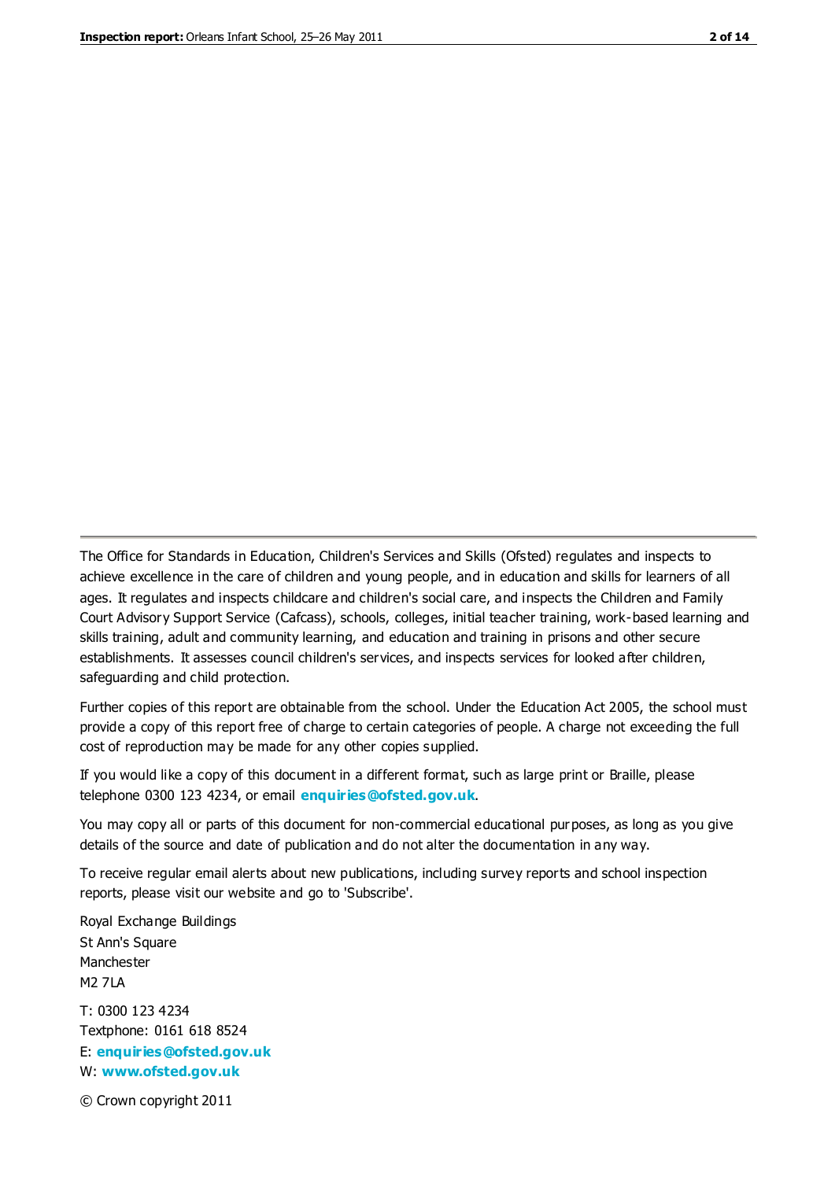The Office for Standards in Education, Children's Services and Skills (Ofsted) regulates and inspects to achieve excellence in the care of children and young people, and in education and skills for learners of all ages. It regulates and inspects childcare and children's social care, and inspects the Children and Family Court Advisory Support Service (Cafcass), schools, colleges, initial teacher training, work-based learning and skills training, adult and community learning, and education and training in prisons and other secure establishments. It assesses council children's services, and inspects services for looked after children, safeguarding and child protection.

Further copies of this report are obtainable from the school. Under the Education Act 2005, the school must provide a copy of this report free of charge to certain categories of people. A charge not exceeding the full cost of reproduction may be made for any other copies supplied.

If you would like a copy of this document in a different format, such as large print or Braille, please telephone 0300 123 4234, or email **enquiries@ofsted.gov.uk**.

You may copy all or parts of this document for non-commercial educational purposes, as long as you give details of the source and date of publication and do not alter the documentation in any way.

To receive regular email alerts about new publications, including survey reports and school inspection reports, please visit our website and go to 'Subscribe'.

Royal Exchange Buildings
St Ann's Square
Manchester
M2 7LA

T: 0300 123 4234
Textphone: 0161 618 8524
E: **enquiries@ofsted.gov.uk**
W: **www.ofsted.gov.uk**

© Crown copyright 2011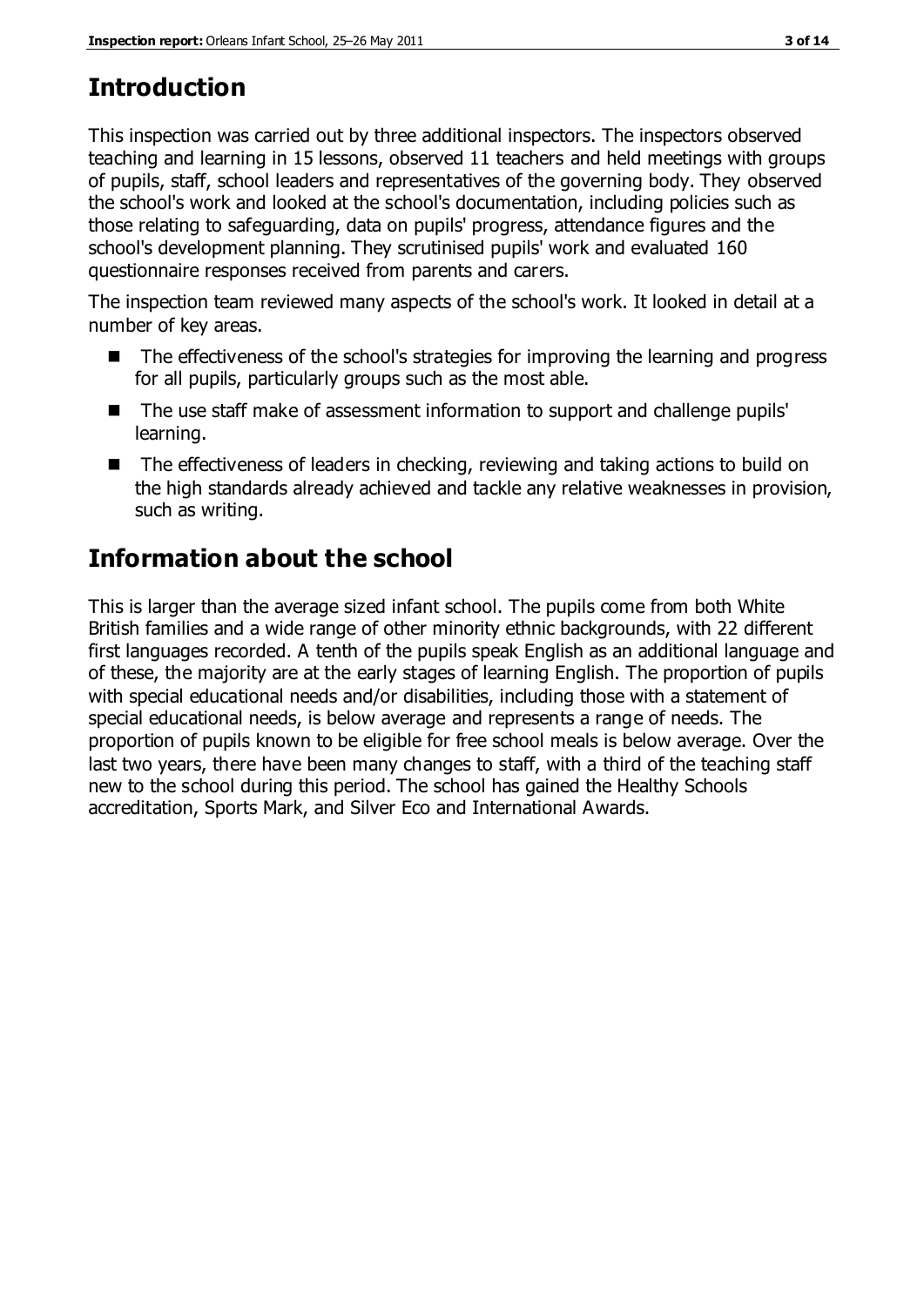# Introduction

This inspection was carried out by three additional inspectors. The inspectors observed teaching and learning in 15 lessons, observed 11 teachers and held meetings with groups of pupils, staff, school leaders and representatives of the governing body. They observed the school's work and looked at the school's documentation, including policies such as those relating to safeguarding, data on pupils' progress, attendance figures and the school's development planning. They scrutinised pupils' work and evaluated 160 questionnaire responses received from parents and carers.

The inspection team reviewed many aspects of the school's work. It looked in detail at a number of key areas.

- The effectiveness of the school's strategies for improving the learning and progress for all pupils, particularly groups such as the most able.
- The use staff make of assessment information to support and challenge pupils' learning.
- The effectiveness of leaders in checking, reviewing and taking actions to build on the high standards already achieved and tackle any relative weaknesses in provision, such as writing.

# Information about the school

This is larger than the average sized infant school. The pupils come from both White British families and a wide range of other minority ethnic backgrounds, with 22 different first languages recorded. A tenth of the pupils speak English as an additional language and of these, the majority are at the early stages of learning English. The proportion of pupils with special educational needs and/or disabilities, including those with a statement of special educational needs, is below average and represents a range of needs. The proportion of pupils known to be eligible for free school meals is below average. Over the last two years, there have been many changes to staff, with a third of the teaching staff new to the school during this period. The school has gained the Healthy Schools accreditation, Sports Mark, and Silver Eco and International Awards.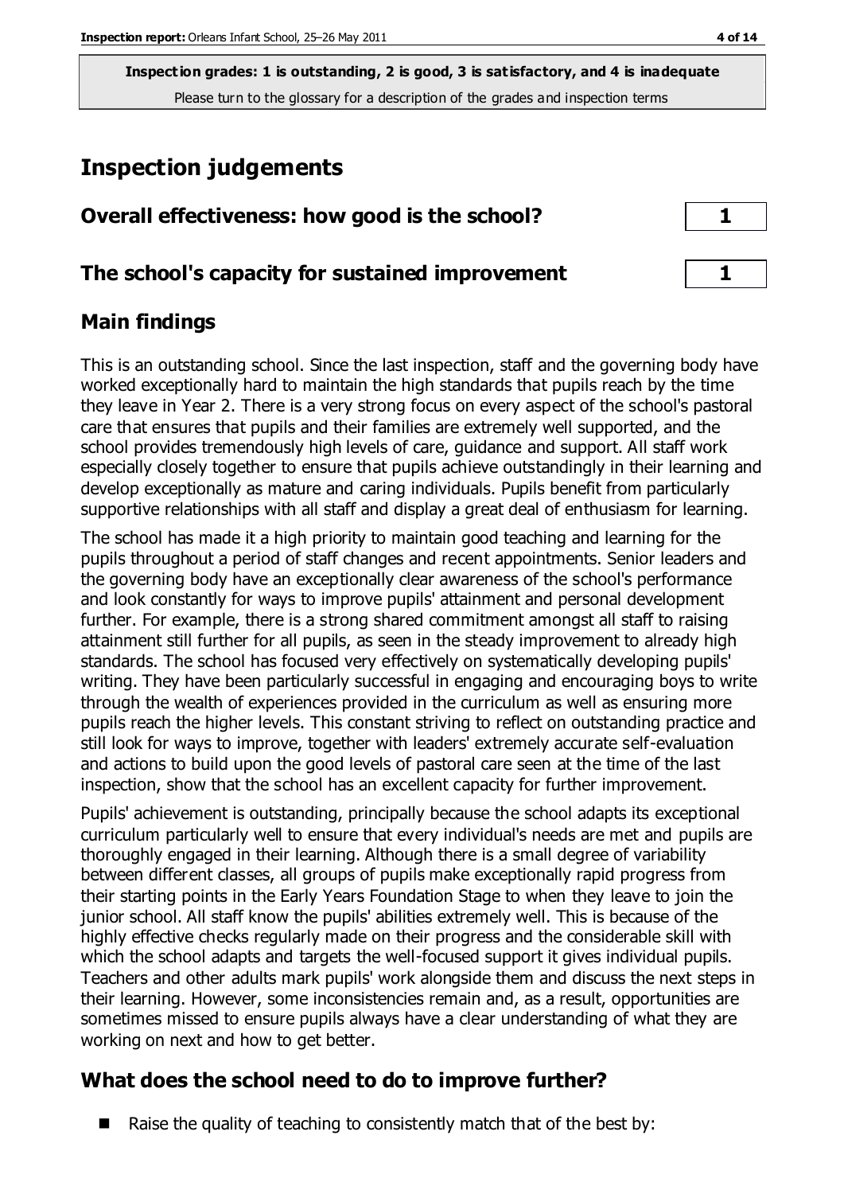**Inspection grades: 1 is outstanding, 2 is good, 3 is satisfactory, and 4 is inadequate**
Please turn to the glossary for a description of the grades and inspection terms

# Inspection judgements

## Overall effectiveness: how good is the school? 1

## The school's capacity for sustained improvement 1

## Main findings

This is an outstanding school. Since the last inspection, staff and the governing body have worked exceptionally hard to maintain the high standards that pupils reach by the time they leave in Year 2. There is a very strong focus on every aspect of the school's pastoral care that ensures that pupils and their families are extremely well supported, and the school provides tremendously high levels of care, guidance and support. All staff work especially closely together to ensure that pupils achieve outstandingly in their learning and develop exceptionally as mature and caring individuals. Pupils benefit from particularly supportive relationships with all staff and display a great deal of enthusiasm for learning.

The school has made it a high priority to maintain good teaching and learning for the pupils throughout a period of staff changes and recent appointments. Senior leaders and the governing body have an exceptionally clear awareness of the school's performance and look constantly for ways to improve pupils' attainment and personal development further. For example, there is a strong shared commitment amongst all staff to raising attainment still further for all pupils, as seen in the steady improvement to already high standards. The school has focused very effectively on systematically developing pupils' writing. They have been particularly successful in engaging and encouraging boys to write through the wealth of experiences provided in the curriculum as well as ensuring more pupils reach the higher levels. This constant striving to reflect on outstanding practice and still look for ways to improve, together with leaders' extremely accurate self-evaluation and actions to build upon the good levels of pastoral care seen at the time of the last inspection, show that the school has an excellent capacity for further improvement.

Pupils' achievement is outstanding, principally because the school adapts its exceptional curriculum particularly well to ensure that every individual's needs are met and pupils are thoroughly engaged in their learning. Although there is a small degree of variability between different classes, all groups of pupils make exceptionally rapid progress from their starting points in the Early Years Foundation Stage to when they leave to join the junior school. All staff know the pupils' abilities extremely well. This is because of the highly effective checks regularly made on their progress and the considerable skill with which the school adapts and targets the well-focused support it gives individual pupils. Teachers and other adults mark pupils' work alongside them and discuss the next steps in their learning. However, some inconsistencies remain and, as a result, opportunities are sometimes missed to ensure pupils always have a clear understanding of what they are working on next and how to get better.

## What does the school need to do to improve further?

- Raise the quality of teaching to consistently match that of the best by: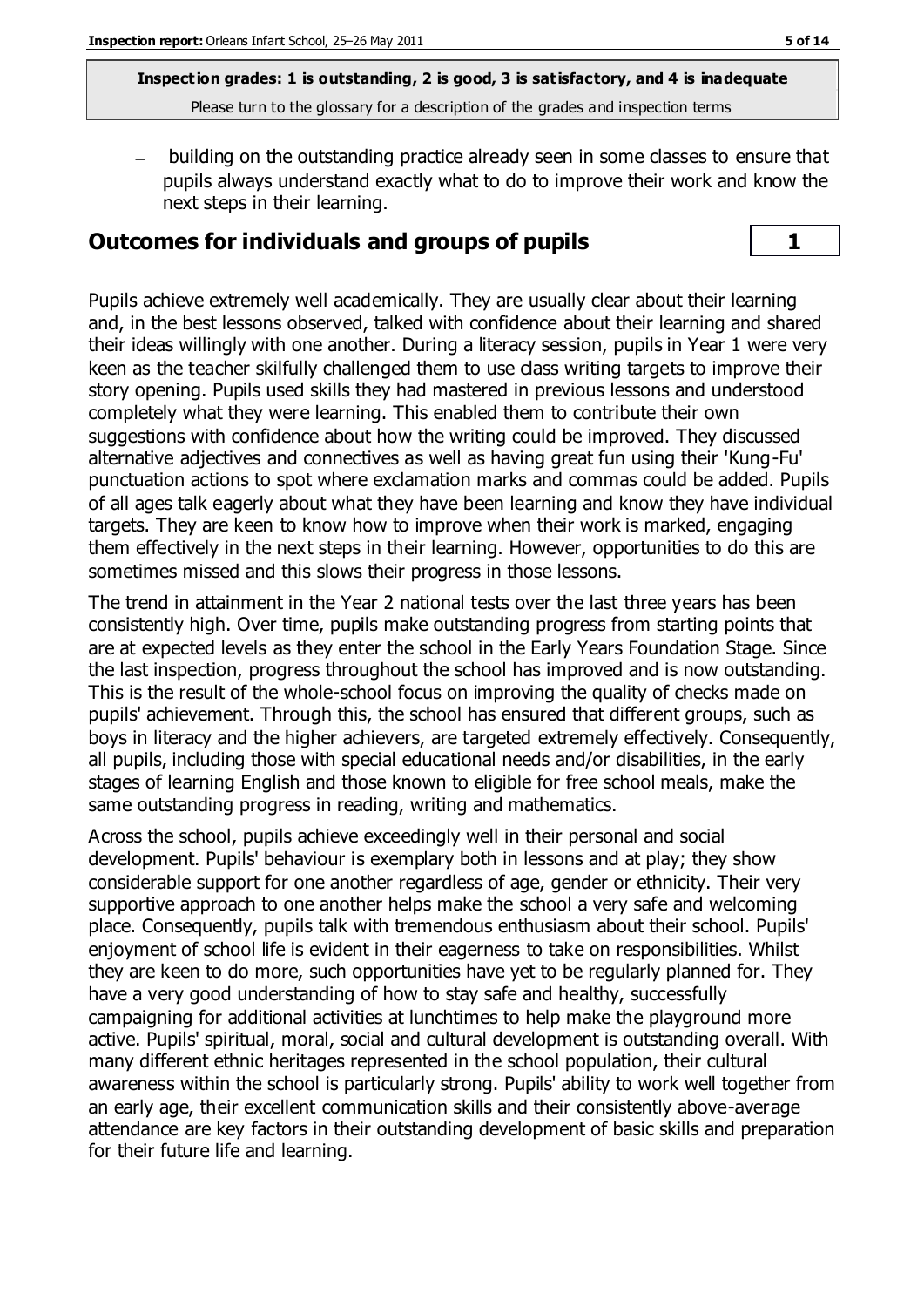— building on the outstanding practice already seen in some classes to ensure that pupils always understand exactly what to do to improve their work and know the next steps in their learning.

## Outcomes for individuals and groups of pupils **1**

Pupils achieve extremely well academically. They are usually clear about their learning and, in the best lessons observed, talked with confidence about their learning and shared their ideas willingly with one another. During a literacy session, pupils in Year 1 were very keen as the teacher skilfully challenged them to use class writing targets to improve their story opening. Pupils used skills they had mastered in previous lessons and understood completely what they were learning. This enabled them to contribute their own suggestions with confidence about how the writing could be improved. They discussed alternative adjectives and connectives as well as having great fun using their 'Kung-Fu' punctuation actions to spot where exclamation marks and commas could be added. Pupils of all ages talk eagerly about what they have been learning and know they have individual targets. They are keen to know how to improve when their work is marked, engaging them effectively in the next steps in their learning. However, opportunities to do this are sometimes missed and this slows their progress in those lessons.

The trend in attainment in the Year 2 national tests over the last three years has been consistently high. Over time, pupils make outstanding progress from starting points that are at expected levels as they enter the school in the Early Years Foundation Stage. Since the last inspection, progress throughout the school has improved and is now outstanding. This is the result of the whole-school focus on improving the quality of checks made on pupils' achievement. Through this, the school has ensured that different groups, such as boys in literacy and the higher achievers, are targeted extremely effectively. Consequently, all pupils, including those with special educational needs and/or disabilities, in the early stages of learning English and those known to eligible for free school meals, make the same outstanding progress in reading, writing and mathematics.

Across the school, pupils achieve exceedingly well in their personal and social development. Pupils' behaviour is exemplary both in lessons and at play; they show considerable support for one another regardless of age, gender or ethnicity. Their very supportive approach to one another helps make the school a very safe and welcoming place. Consequently, pupils talk with tremendous enthusiasm about their school. Pupils' enjoyment of school life is evident in their eagerness to take on responsibilities. Whilst they are keen to do more, such opportunities have yet to be regularly planned for. They have a very good understanding of how to stay safe and healthy, successfully campaigning for additional activities at lunchtimes to help make the playground more active. Pupils' spiritual, moral, social and cultural development is outstanding overall. With many different ethnic heritages represented in the school population, their cultural awareness within the school is particularly strong. Pupils' ability to work well together from an early age, their excellent communication skills and their consistently above-average attendance are key factors in their outstanding development of basic skills and preparation for their future life and learning.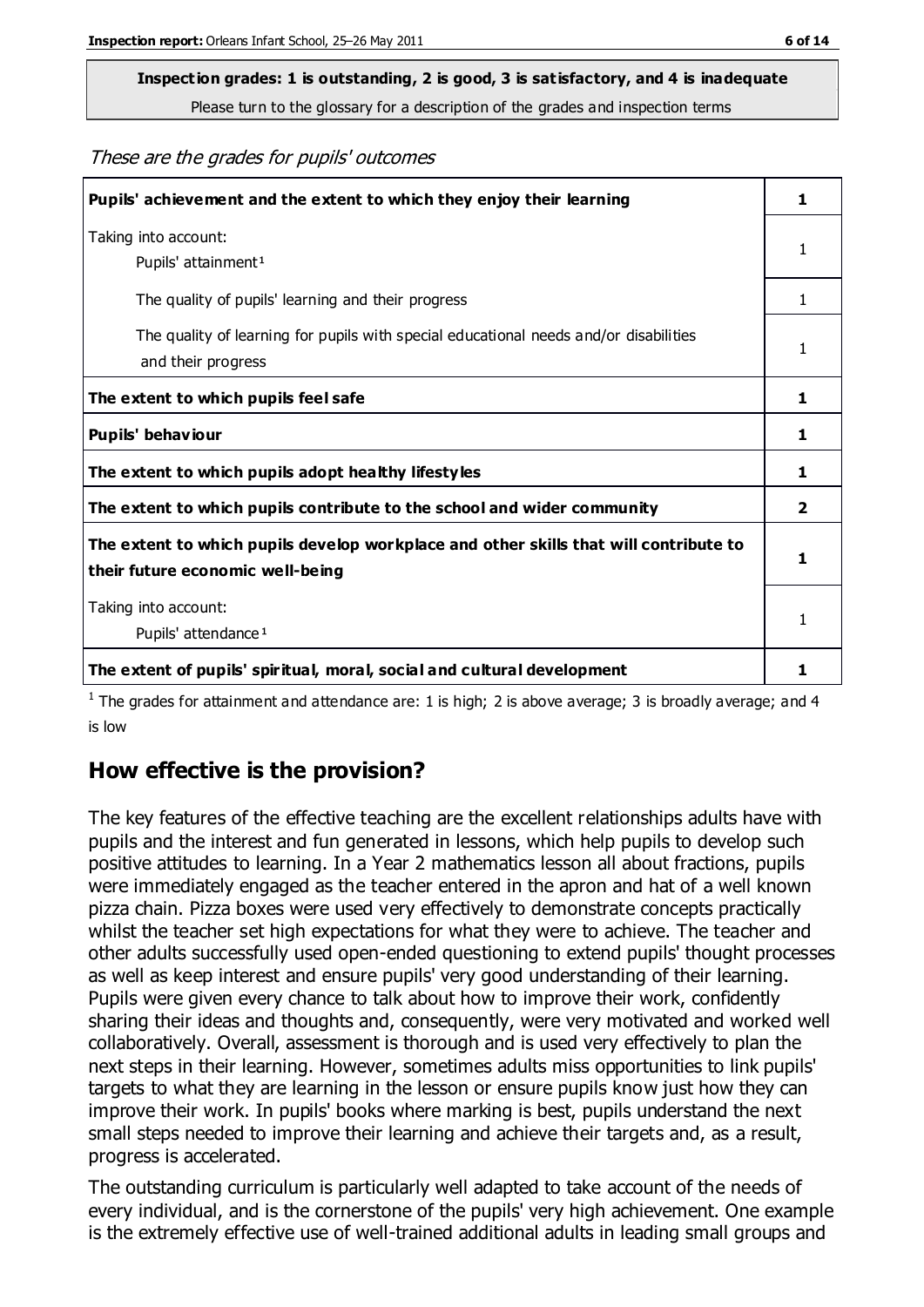**Inspection grades: 1 is outstanding, 2 is good, 3 is satisfactory, and 4 is inadequate**
Please turn to the glossary for a description of the grades and inspection terms

*These are the grades for pupils' outcomes*

| | |
|---|---|
| **Pupils' achievement and the extent to which they enjoy their learning** | **1** |
| Taking into account: Pupils' attainment[1] | 1 |
| The quality of pupils' learning and their progress | 1 |
| The quality of learning for pupils with special educational needs and/or disabilities and their progress | 1 |
| **The extent to which pupils feel safe** | **1** |
| **Pupils' behaviour** | **1** |
| **The extent to which pupils adopt healthy lifestyles** | **1** |
| **The extent to which pupils contribute to the school and wider community** | **2** |
| **The extent to which pupils develop workplace and other skills that will contribute to their future economic well-being** | **1** |
| Taking into account: Pupils' attendance[1] | 1 |
| **The extent of pupils' spiritual, moral, social and cultural development** | **1** |

[1] The grades for attainment and attendance are: 1 is high; 2 is above average; 3 is broadly average; and 4 is low

## How effective is the provision?

The key features of the effective teaching are the excellent relationships adults have with pupils and the interest and fun generated in lessons, which help pupils to develop such positive attitudes to learning. In a Year 2 mathematics lesson all about fractions, pupils were immediately engaged as the teacher entered in the apron and hat of a well known pizza chain. Pizza boxes were used very effectively to demonstrate concepts practically whilst the teacher set high expectations for what they were to achieve. The teacher and other adults successfully used open-ended questioning to extend pupils' thought processes as well as keep interest and ensure pupils' very good understanding of their learning. Pupils were given every chance to talk about how to improve their work, confidently sharing their ideas and thoughts and, consequently, were very motivated and worked well collaboratively. Overall, assessment is thorough and is used very effectively to plan the next steps in their learning. However, sometimes adults miss opportunities to link pupils' targets to what they are learning in the lesson or ensure pupils know just how they can improve their work. In pupils' books where marking is best, pupils understand the next small steps needed to improve their learning and achieve their targets and, as a result, progress is accelerated.

The outstanding curriculum is particularly well adapted to take account of the needs of every individual, and is the cornerstone of the pupils' very high achievement. One example is the extremely effective use of well-trained additional adults in leading small groups and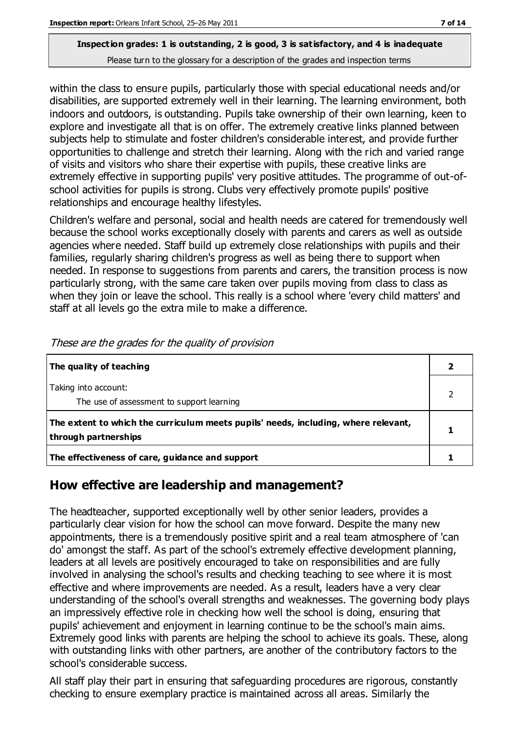within the class to ensure pupils, particularly those with special educational needs and/or disabilities, are supported extremely well in their learning. The learning environment, both indoors and outdoors, is outstanding. Pupils take ownership of their own learning, keen to explore and investigate all that is on offer. The extremely creative links planned between subjects help to stimulate and foster children's considerable interest, and provide further opportunities to challenge and stretch their learning. Along with the rich and varied range of visits and visitors who share their expertise with pupils, these creative links are extremely effective in supporting pupils' very positive attitudes. The programme of out-of-school activities for pupils is strong. Clubs very effectively promote pupils' positive relationships and encourage healthy lifestyles.

Children's welfare and personal, social and health needs are catered for tremendously well because the school works exceptionally closely with parents and carers as well as outside agencies where needed. Staff build up extremely close relationships with pupils and their families, regularly sharing children's progress as well as being there to support when needed. In response to suggestions from parents and carers, the transition process is now particularly strong, with the same care taken over pupils moving from class to class as when they join or leave the school. This really is a school where 'every child matters' and staff at all levels go the extra mile to make a difference.

*These are the grades for the quality of provision*

| | |
|---|---|
| **The quality of teaching** | **2** |
| Taking into account:<br>The use of assessment to support learning | 2 |
| **The extent to which the curriculum meets pupils' needs, including, where relevant, through partnerships** | **1** |
| **The effectiveness of care, guidance and support** | **1** |

## How effective are leadership and management?

The headteacher, supported exceptionally well by other senior leaders, provides a particularly clear vision for how the school can move forward. Despite the many new appointments, there is a tremendously positive spirit and a real team atmosphere of 'can do' amongst the staff. As part of the school's extremely effective development planning, leaders at all levels are positively encouraged to take on responsibilities and are fully involved in analysing the school's results and checking teaching to see where it is most effective and where improvements are needed. As a result, leaders have a very clear understanding of the school's overall strengths and weaknesses. The governing body plays an impressively effective role in checking how well the school is doing, ensuring that pupils' achievement and enjoyment in learning continue to be the school's main aims. Extremely good links with parents are helping the school to achieve its goals. These, along with outstanding links with other partners, are another of the contributory factors to the school's considerable success.

All staff play their part in ensuring that safeguarding procedures are rigorous, constantly checking to ensure exemplary practice is maintained across all areas. Similarly the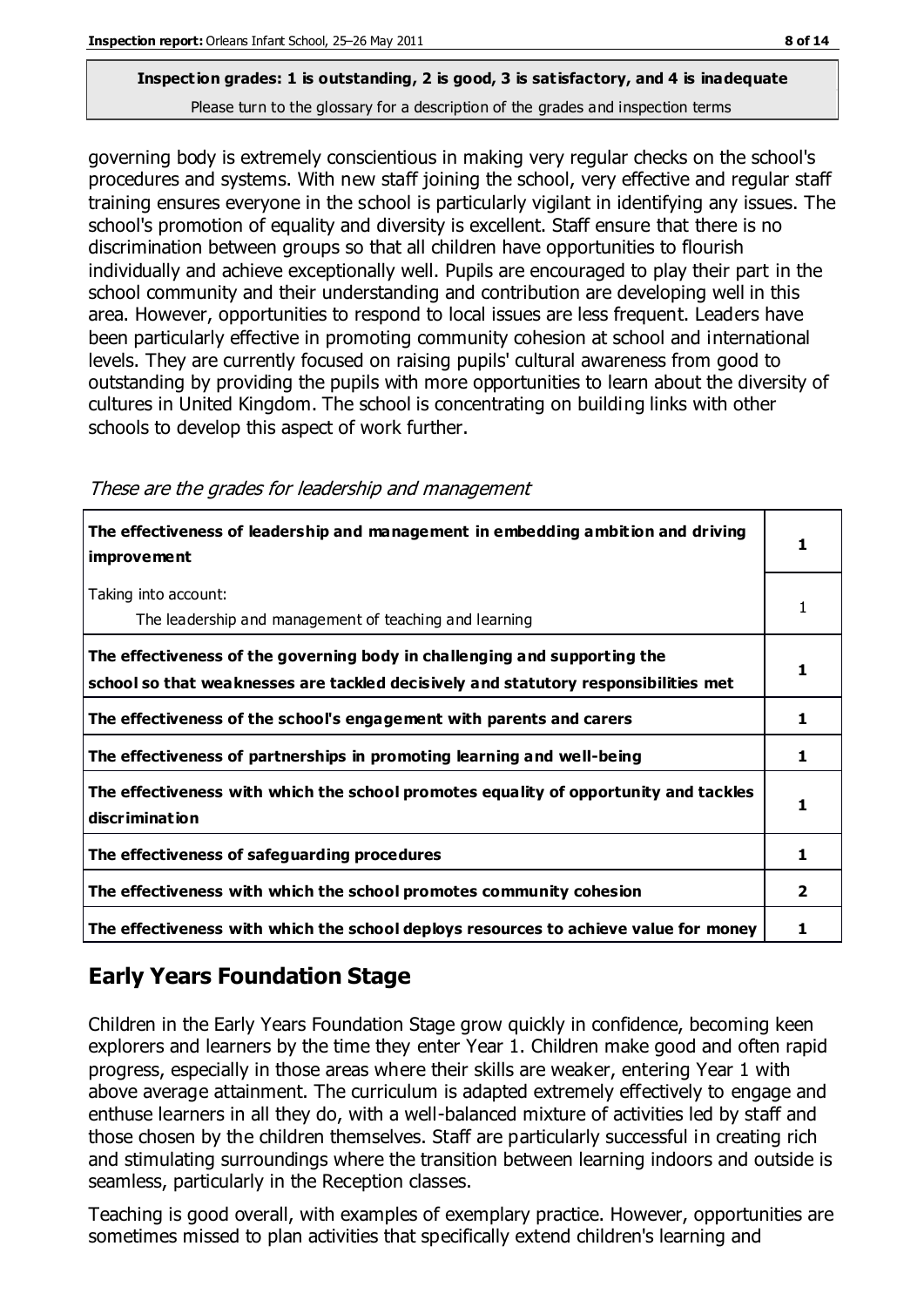**Inspection grades: 1 is outstanding, 2 is good, 3 is satisfactory, and 4 is inadequate**
Please turn to the glossary for a description of the grades and inspection terms

governing body is extremely conscientious in making very regular checks on the school's procedures and systems. With new staff joining the school, very effective and regular staff training ensures everyone in the school is particularly vigilant in identifying any issues. The school's promotion of equality and diversity is excellent. Staff ensure that there is no discrimination between groups so that all children have opportunities to flourish individually and achieve exceptionally well. Pupils are encouraged to play their part in the school community and their understanding and contribution are developing well in this area. However, opportunities to respond to local issues are less frequent. Leaders have been particularly effective in promoting community cohesion at school and international levels. They are currently focused on raising pupils' cultural awareness from good to outstanding by providing the pupils with more opportunities to learn about the diversity of cultures in United Kingdom. The school is concentrating on building links with other schools to develop this aspect of work further.

*These are the grades for leadership and management*

| | |
|---|---|
| **The effectiveness of leadership and management in embedding ambition and driving improvement** | **1** |
| Taking into account: The leadership and management of teaching and learning | 1 |
| **The effectiveness of the governing body in challenging and supporting the school so that weaknesses are tackled decisively and statutory responsibilities met** | **1** |
| **The effectiveness of the school's engagement with parents and carers** | **1** |
| **The effectiveness of partnerships in promoting learning and well-being** | **1** |
| **The effectiveness with which the school promotes equality of opportunity and tackles discrimination** | **1** |
| **The effectiveness of safeguarding procedures** | **1** |
| **The effectiveness with which the school promotes community cohesion** | **2** |
| **The effectiveness with which the school deploys resources to achieve value for money** | **1** |

## Early Years Foundation Stage

Children in the Early Years Foundation Stage grow quickly in confidence, becoming keen explorers and learners by the time they enter Year 1. Children make good and often rapid progress, especially in those areas where their skills are weaker, entering Year 1 with above average attainment. The curriculum is adapted extremely effectively to engage and enthuse learners in all they do, with a well-balanced mixture of activities led by staff and those chosen by the children themselves. Staff are particularly successful in creating rich and stimulating surroundings where the transition between learning indoors and outside is seamless, particularly in the Reception classes.

Teaching is good overall, with examples of exemplary practice. However, opportunities are sometimes missed to plan activities that specifically extend children's learning and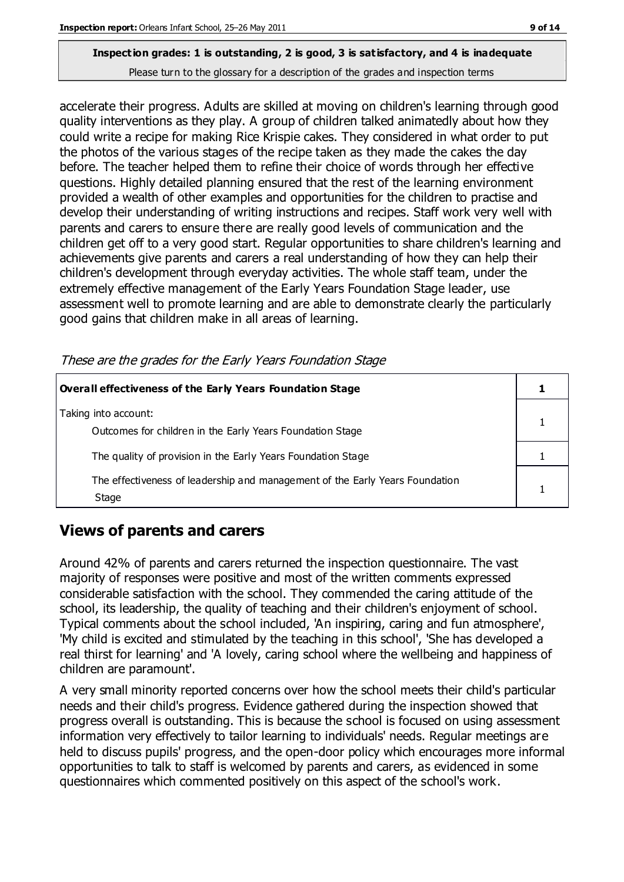**Inspection grades: 1 is outstanding, 2 is good, 3 is satisfactory, and 4 is inadequate**
Please turn to the glossary for a description of the grades and inspection terms

accelerate their progress. Adults are skilled at moving on children's learning through good quality interventions as they play. A group of children talked animatedly about how they could write a recipe for making Rice Krispie cakes. They considered in what order to put the photos of the various stages of the recipe taken as they made the cakes the day before. The teacher helped them to refine their choice of words through her effective questions. Highly detailed planning ensured that the rest of the learning environment provided a wealth of other examples and opportunities for the children to practise and develop their understanding of writing instructions and recipes. Staff work very well with parents and carers to ensure there are really good levels of communication and the children get off to a very good start. Regular opportunities to share children's learning and achievements give parents and carers a real understanding of how they can help their children's development through everyday activities. The whole staff team, under the extremely effective management of the Early Years Foundation Stage leader, use assessment well to promote learning and are able to demonstrate clearly the particularly good gains that children make in all areas of learning.

*These are the grades for the Early Years Foundation Stage*

| | |
|---|---|
| **Overall effectiveness of the Early Years Foundation Stage** | **1** |
| Taking into account:<br>Outcomes for children in the Early Years Foundation Stage | 1 |
| The quality of provision in the Early Years Foundation Stage | 1 |
| The effectiveness of leadership and management of the Early Years Foundation Stage | 1 |

## Views of parents and carers

Around 42% of parents and carers returned the inspection questionnaire. The vast majority of responses were positive and most of the written comments expressed considerable satisfaction with the school. They commended the caring attitude of the school, its leadership, the quality of teaching and their children's enjoyment of school. Typical comments about the school included, 'An inspiring, caring and fun atmosphere', 'My child is excited and stimulated by the teaching in this school', 'She has developed a real thirst for learning' and 'A lovely, caring school where the wellbeing and happiness of children are paramount'.

A very small minority reported concerns over how the school meets their child's particular needs and their child's progress. Evidence gathered during the inspection showed that progress overall is outstanding. This is because the school is focused on using assessment information very effectively to tailor learning to individuals' needs. Regular meetings are held to discuss pupils' progress, and the open-door policy which encourages more informal opportunities to talk to staff is welcomed by parents and carers, as evidenced in some questionnaires which commented positively on this aspect of the school's work.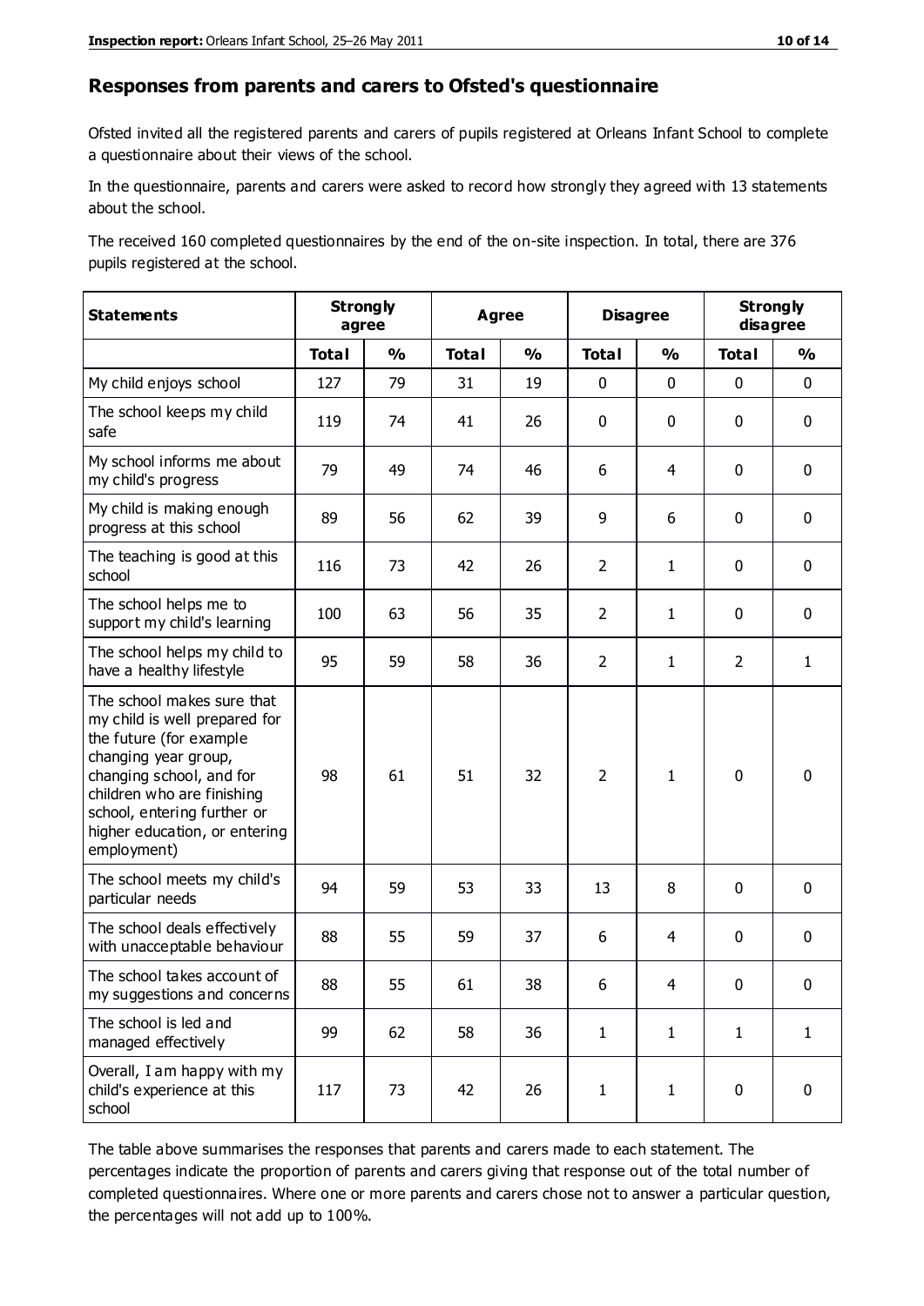## Responses from parents and carers to Ofsted's questionnaire

Ofsted invited all the registered parents and carers of pupils registered at Orleans Infant School to complete a questionnaire about their views of the school.

In the questionnaire, parents and carers were asked to record how strongly they agreed with 13 statements about the school.

The received 160 completed questionnaires by the end of the on-site inspection. In total, there are 376 pupils registered at the school.

| Statements | Strongly agree | | Agree | | Disagree | | Strongly disagree | |
|---|---|---|---|---|---|---|---|---|
| | Total | % | Total | % | Total | % | Total | % |
| My child enjoys school | 127 | 79 | 31 | 19 | 0 | 0 | 0 | 0 |
| The school keeps my child safe | 119 | 74 | 41 | 26 | 0 | 0 | 0 | 0 |
| My school informs me about my child's progress | 79 | 49 | 74 | 46 | 6 | 4 | 0 | 0 |
| My child is making enough progress at this school | 89 | 56 | 62 | 39 | 9 | 6 | 0 | 0 |
| The teaching is good at this school | 116 | 73 | 42 | 26 | 2 | 1 | 0 | 0 |
| The school helps me to support my child's learning | 100 | 63 | 56 | 35 | 2 | 1 | 0 | 0 |
| The school helps my child to have a healthy lifestyle | 95 | 59 | 58 | 36 | 2 | 1 | 2 | 1 |
| The school makes sure that my child is well prepared for the future (for example changing year group, changing school, and for children who are finishing school, entering further or higher education, or entering employment) | 98 | 61 | 51 | 32 | 2 | 1 | 0 | 0 |
| The school meets my child's particular needs | 94 | 59 | 53 | 33 | 13 | 8 | 0 | 0 |
| The school deals effectively with unacceptable behaviour | 88 | 55 | 59 | 37 | 6 | 4 | 0 | 0 |
| The school takes account of my suggestions and concerns | 88 | 55 | 61 | 38 | 6 | 4 | 0 | 0 |
| The school is led and managed effectively | 99 | 62 | 58 | 36 | 1 | 1 | 1 | 1 |
| Overall, I am happy with my child's experience at this school | 117 | 73 | 42 | 26 | 1 | 1 | 0 | 0 |

The table above summarises the responses that parents and carers made to each statement. The percentages indicate the proportion of parents and carers giving that response out of the total number of completed questionnaires. Where one or more parents and carers chose not to answer a particular question, the percentages will not add up to 100%.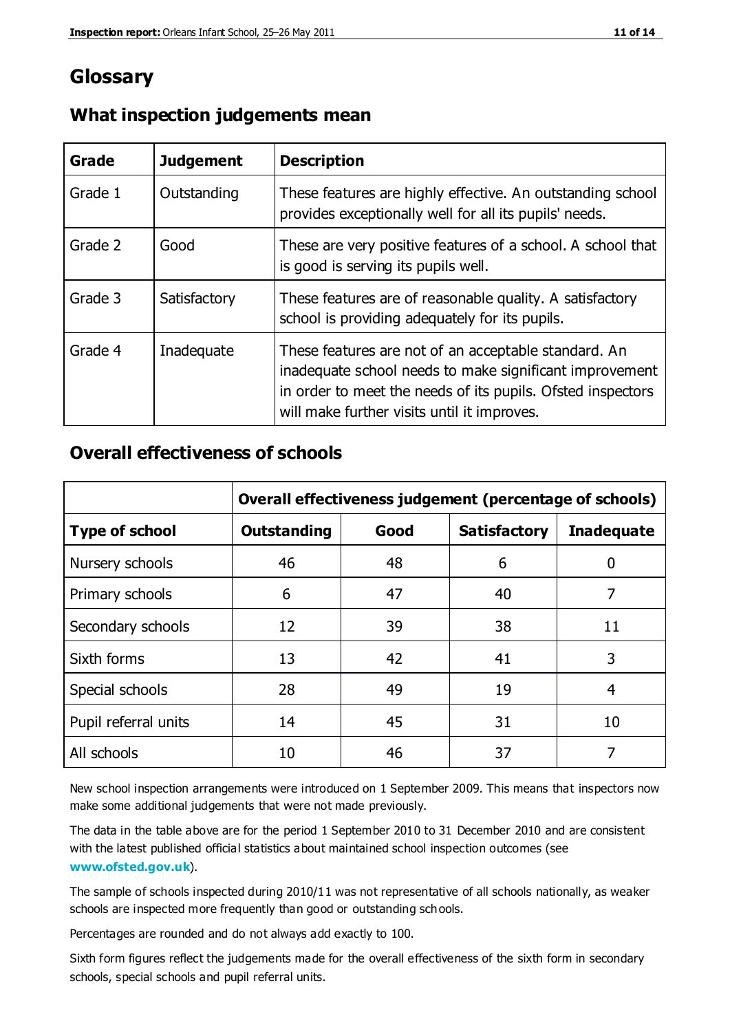# Glossary

## What inspection judgements mean

| Grade | Judgement | Description |
|---|---|---|
| Grade 1 | Outstanding | These features are highly effective. An outstanding school provides exceptionally well for all its pupils' needs. |
| Grade 2 | Good | These are very positive features of a school. A school that is good is serving its pupils well. |
| Grade 3 | Satisfactory | These features are of reasonable quality. A satisfactory school is providing adequately for its pupils. |
| Grade 4 | Inadequate | These features are not of an acceptable standard. An inadequate school needs to make significant improvement in order to meet the needs of its pupils. Ofsted inspectors will make further visits until it improves. |

## Overall effectiveness of schools

| | Overall effectiveness judgement (percentage of schools) | | | |
|---|---|---|---|---|
| **Type of school** | **Outstanding** | **Good** | **Satisfactory** | **Inadequate** |
| Nursery schools | 46 | 48 | 6 | 0 |
| Primary schools | 6 | 47 | 40 | 7 |
| Secondary schools | 12 | 39 | 38 | 11 |
| Sixth forms | 13 | 42 | 41 | 3 |
| Special schools | 28 | 49 | 19 | 4 |
| Pupil referral units | 14 | 45 | 31 | 10 |
| All schools | 10 | 46 | 37 | 7 |

New school inspection arrangements were introduced on 1 September 2009. This means that inspectors now make some additional judgements that were not made previously.

The data in the table above are for the period 1 September 2010 to 31 December 2010 and are consistent with the latest published official statistics about maintained school inspection outcomes (see **www.ofsted.gov.uk**).

The sample of schools inspected during 2010/11 was not representative of all schools nationally, as weaker schools are inspected more frequently than good or outstanding schools.

Percentages are rounded and do not always add exactly to 100.

Sixth form figures reflect the judgements made for the overall effectiveness of the sixth form in secondary schools, special schools and pupil referral units.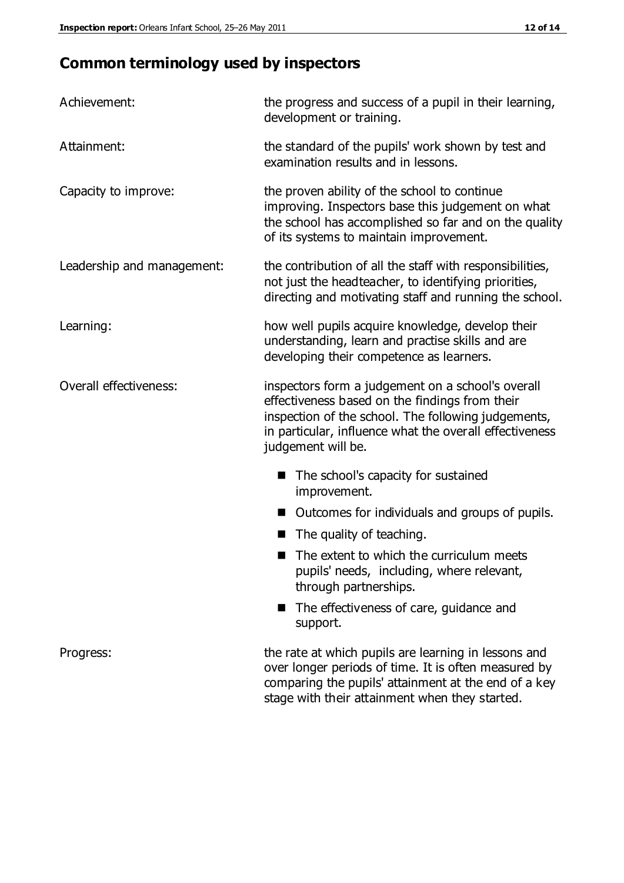# Common terminology used by inspectors

| | |
|---|---|
| Achievement: | the progress and success of a pupil in their learning, development or training. |
| Attainment: | the standard of the pupils' work shown by test and examination results and in lessons. |
| Capacity to improve: | the proven ability of the school to continue improving. Inspectors base this judgement on what the school has accomplished so far and on the quality of its systems to maintain improvement. |
| Leadership and management: | the contribution of all the staff with responsibilities, not just the headteacher, to identifying priorities, directing and motivating staff and running the school. |
| Learning: | how well pupils acquire knowledge, develop their understanding, learn and practise skills and are developing their competence as learners. |
| Overall effectiveness: | inspectors form a judgement on a school's overall effectiveness based on the findings from their inspection of the school. The following judgements, in particular, influence what the overall effectiveness judgement will be.<br>■ The school's capacity for sustained improvement.<br>■ Outcomes for individuals and groups of pupils.<br>■ The quality of teaching.<br>■ The extent to which the curriculum meets pupils' needs, including, where relevant, through partnerships.<br>■ The effectiveness of care, guidance and support. |
| Progress: | the rate at which pupils are learning in lessons and over longer periods of time. It is often measured by comparing the pupils' attainment at the end of a key stage with their attainment when they started. |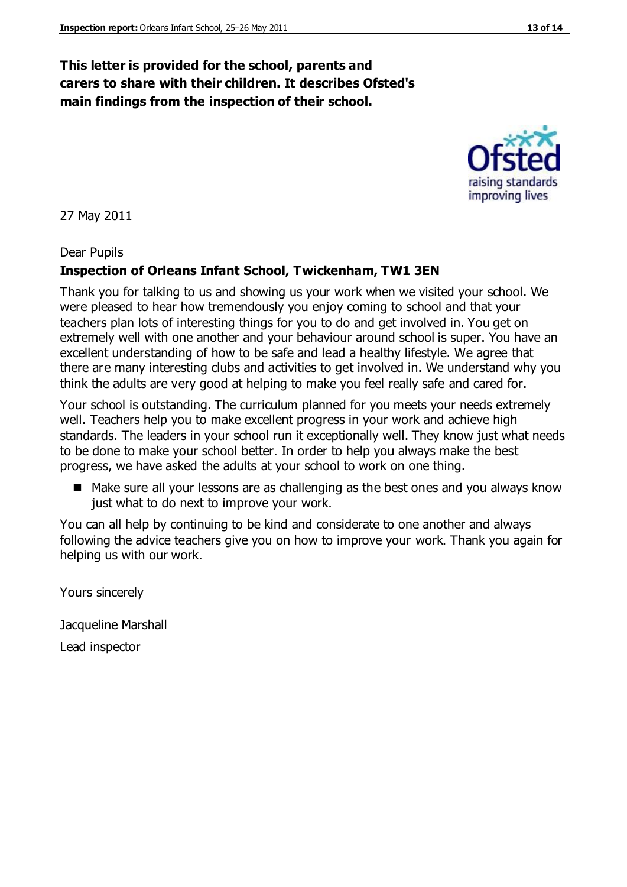**This letter is provided for the school, parents and carers to share with their children. It describes Ofsted's main findings from the inspection of their school.**

27 May 2011

Dear Pupils

**Inspection of Orleans Infant School, Twickenham, TW1 3EN**

Thank you for talking to us and showing us your work when we visited your school. We were pleased to hear how tremendously you enjoy coming to school and that your teachers plan lots of interesting things for you to do and get involved in. You get on extremely well with one another and your behaviour around school is super. You have an excellent understanding of how to be safe and lead a healthy lifestyle. We agree that there are many interesting clubs and activities to get involved in. We understand why you think the adults are very good at helping to make you feel really safe and cared for.

Your school is outstanding. The curriculum planned for you meets your needs extremely well. Teachers help you to make excellent progress in your work and achieve high standards. The leaders in your school run it exceptionally well. They know just what needs to be done to make your school better. In order to help you always make the best progress, we have asked the adults at your school to work on one thing.

- Make sure all your lessons are as challenging as the best ones and you always know just what to do next to improve your work.

You can all help by continuing to be kind and considerate to one another and always following the advice teachers give you on how to improve your work. Thank you again for helping us with our work.

Yours sincerely

Jacqueline Marshall

Lead inspector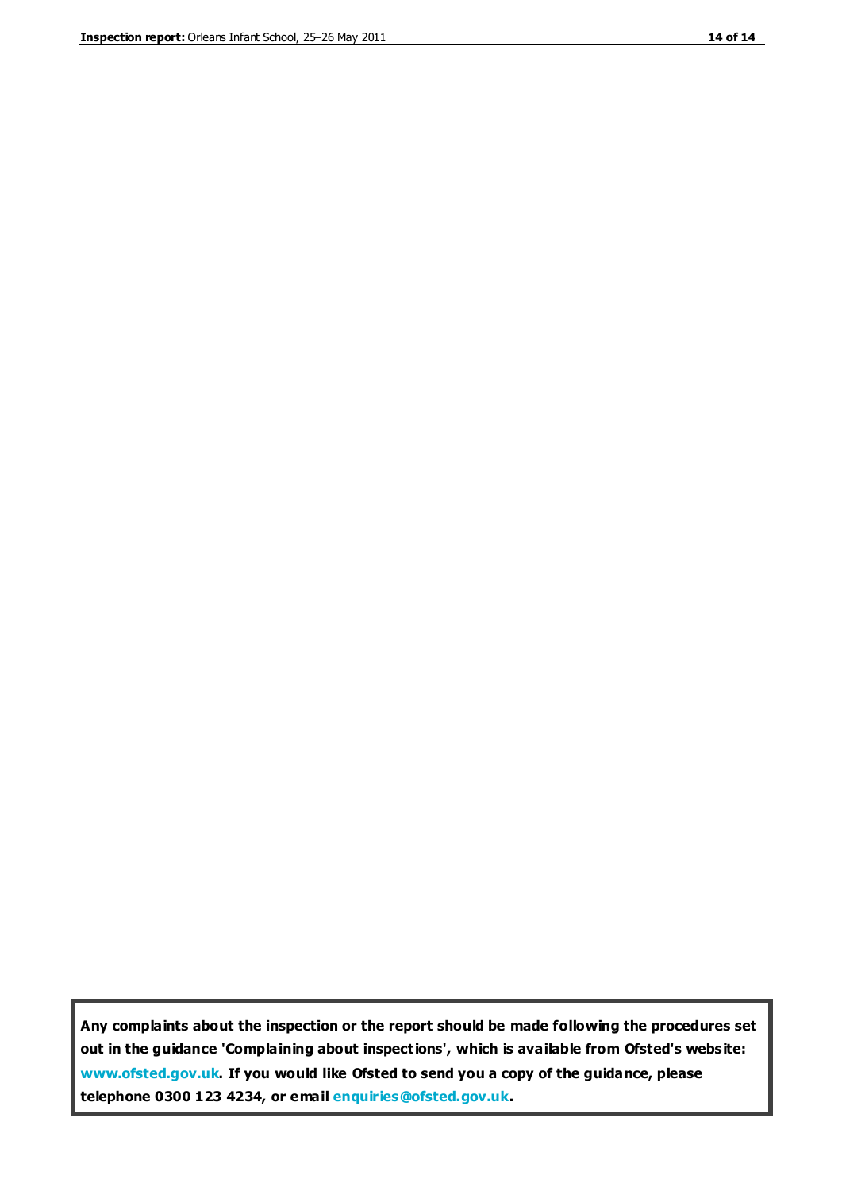**Any complaints about the inspection or the report should be made following the procedures set out in the guidance 'Complaining about inspections', which is available from Ofsted's website: www.ofsted.gov.uk. If you would like Ofsted to send you a copy of the guidance, please telephone 0300 123 4234, or email enquiries@ofsted.gov.uk.**